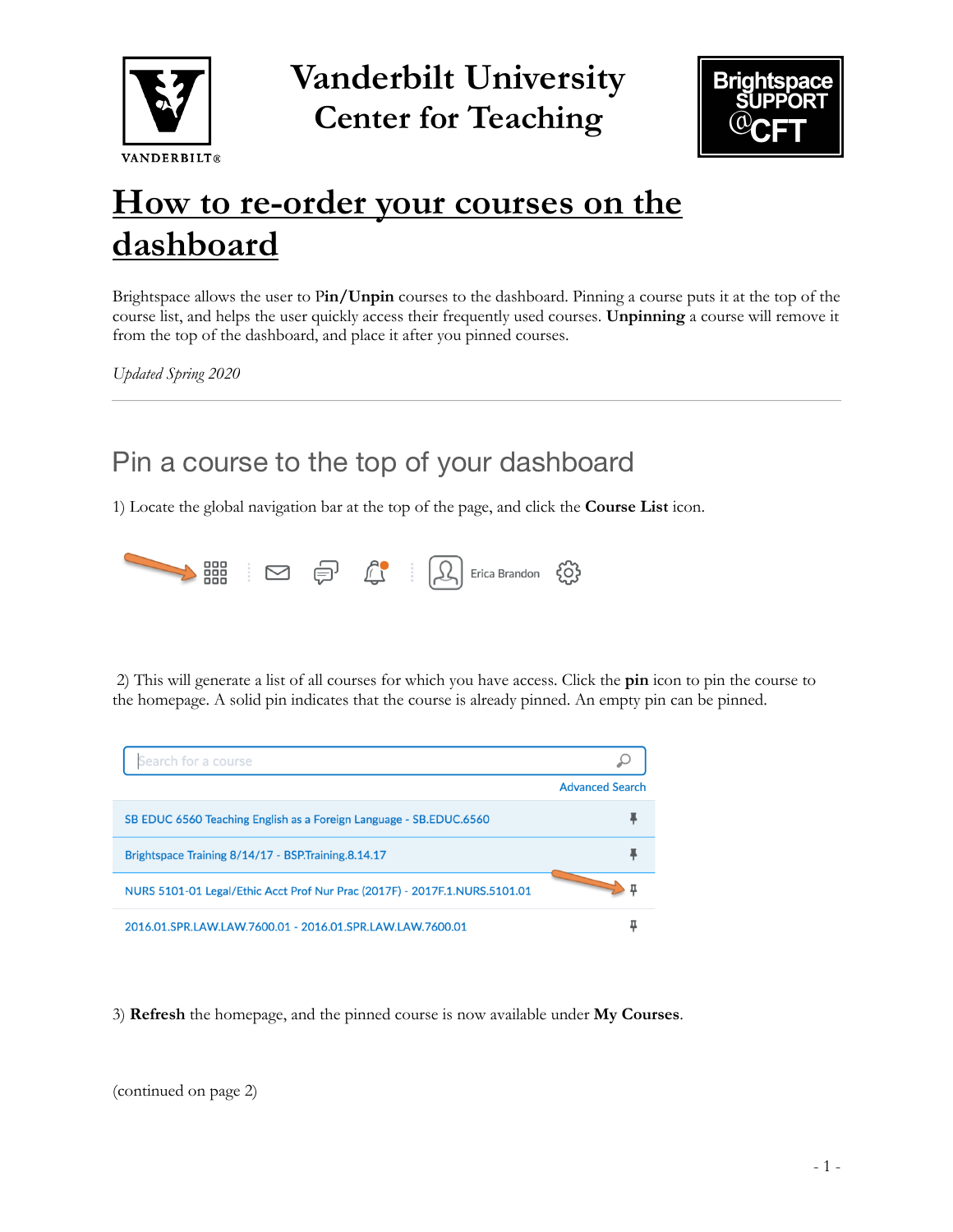# Vanderbilt University
## Center for Teaching

# How to re-order your courses on the dashboard

Brightspace allows the user to **Pin/Unpin** courses to the dashboard. Pinning a course puts it at the top of the course list, and helps the user quickly access their frequently used courses. **Unpinning** a course will remove it from the top of the dashboard, and place it after you pinned courses.

*Updated Spring 2020*

---

## Pin a course to the top of your dashboard

1) Locate the global navigation bar at the top of the page, and click the **Course List** icon.

2) This will generate a list of all courses for which you have access. Click the **pin** icon to pin the course to the homepage. A solid pin indicates that the course is already pinned. An empty pin can be pinned.

3) **Refresh** the homepage, and the pinned course is now available under **My Courses**.

(continued on page 2)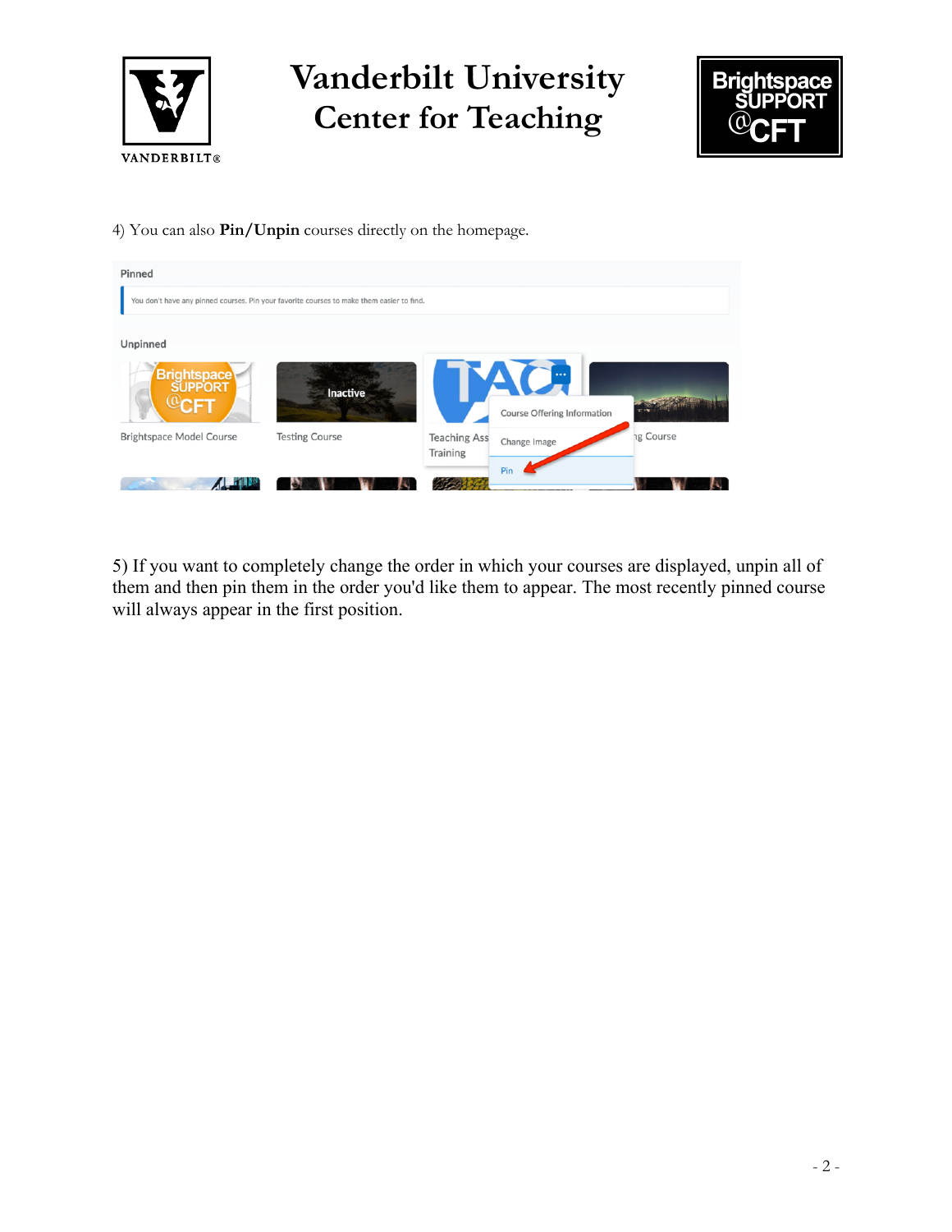4) You can also **Pin/Unpin** courses directly on the homepage.

5) If you want to completely change the order in which your courses are displayed, unpin all of them and then pin them in the order you'd like them to appear. The most recently pinned course will always appear in the first position.